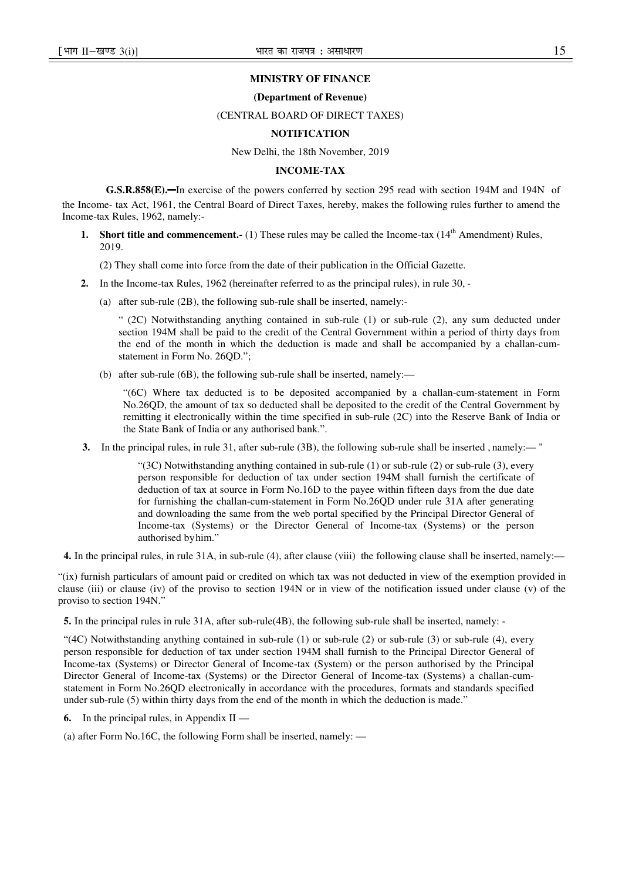**MINISTRY OF FINANCE**

**(Department of Revenue)**

(CENTRAL BOARD OF DIRECT TAXES)

**NOTIFICATION**

New Delhi, the 18th November, 2019

**INCOME-TAX**

**G.S.R.858(E).—**In exercise of the powers conferred by section 295 read with section 194M and 194N of the Income- tax Act, 1961, the Central Board of Direct Taxes, hereby, makes the following rules further to amend the Income-tax Rules, 1962, namely:-

1. **Short title and commencement.-** (1) These rules may be called the Income-tax (14th Amendment) Rules, 2019.

   (2) They shall come into force from the date of their publication in the Official Gazette.

2. In the Income-tax Rules, 1962 (hereinafter referred to as the principal rules), in rule 30, -

   (a) after sub-rule (2B), the following sub-rule shall be inserted, namely:-

   " (2C) Notwithstanding anything contained in sub-rule (1) or sub-rule (2), any sum deducted under section 194M shall be paid to the credit of the Central Government within a period of thirty days from the end of the month in which the deduction is made and shall be accompanied by a challan-cum-statement in Form No. 26QD.";

   (b) after sub-rule (6B), the following sub-rule shall be inserted, namely:—

   "(6C) Where tax deducted is to be deposited accompanied by a challan-cum-statement in Form No.26QD, the amount of tax so deducted shall be deposited to the credit of the Central Government by remitting it electronically within the time specified in sub-rule (2C) into the Reserve Bank of India or the State Bank of India or any authorised bank.".

3. In the principal rules, in rule 31, after sub-rule (3B), the following sub-rule shall be inserted , namely:— "

   "(3C) Notwithstanding anything contained in sub-rule (1) or sub-rule (2) or sub-rule (3), every person responsible for deduction of tax under section 194M shall furnish the certificate of deduction of tax at source in Form No.16D to the payee within fifteen days from the due date for furnishing the challan-cum-statement in Form No.26QD under rule 31A after generating and downloading the same from the web portal specified by the Principal Director General of Income-tax (Systems) or the Director General of Income-tax (Systems) or the person authorised by him."

4. In the principal rules, in rule 31A, in sub-rule (4), after clause (viii) the following clause shall be inserted, namely:—

"(ix) furnish particulars of amount paid or credited on which tax was not deducted in view of the exemption provided in clause (iii) or clause (iv) of the proviso to section 194N or in view of the notification issued under clause (v) of the proviso to section 194N."

5. In the principal rules in rule 31A, after sub-rule(4B), the following sub-rule shall be inserted, namely: -

"(4C) Notwithstanding anything contained in sub-rule (1) or sub-rule (2) or sub-rule (3) or sub-rule (4), every person responsible for deduction of tax under section 194M shall furnish to the Principal Director General of Income-tax (Systems) or Director General of Income-tax (System) or the person authorised by the Principal Director General of Income-tax (Systems) or the Director General of Income-tax (Systems) a challan-cum-statement in Form No.26QD electronically in accordance with the procedures, formats and standards specified under sub-rule (5) within thirty days from the end of the month in which the deduction is made."

6. In the principal rules, in Appendix II —

(a) after Form No.16C, the following Form shall be inserted, namely: —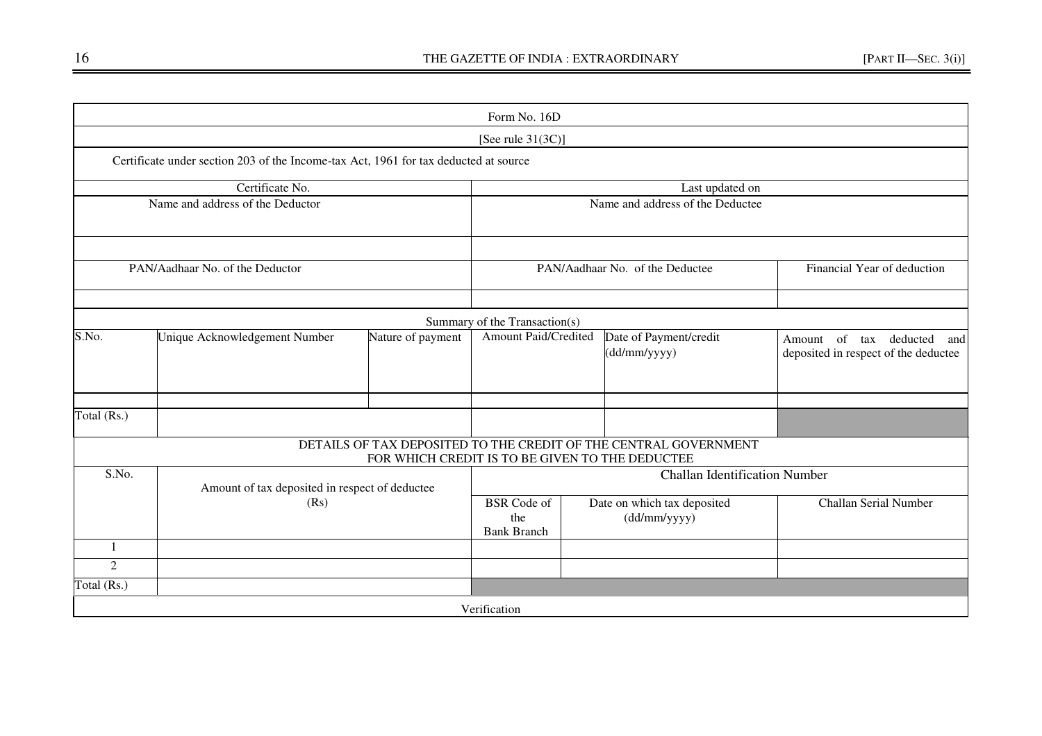Form No. 16D

[See rule 31(3C)]

Certificate under section 203 of the Income-tax Act, 1961 for tax deducted at source

| Certificate No. | Last updated on | |
|---|---|---|
| Name and address of the Deductor | Name and address of the Deductee | |
| | | |
| PAN/Aadhaar No. of the Deductor | PAN/Aadhaar No. of the Deductee | Financial Year of deduction |
| | | |

Summary of the Transaction(s)

| S.No. | Unique Acknowledgement Number | Nature of payment | Amount Paid/Credited | Date of Payment/credit (dd/mm/yyyy) | Amount of tax deducted and deposited in respect of the deductee |
|---|---|---|---|---|---|
| | | | | | |
| Total (Rs.) | | | | | |

DETAILS OF TAX DEPOSITED TO THE CREDIT OF THE CENTRAL GOVERNMENT FOR WHICH CREDIT IS TO BE GIVEN TO THE DEDUCTEE

| S.No. | Amount of tax deposited in respect of deductee (Rs) | Challan Identification Number | | |
|---|---|---|---|---|
| | | BSR Code of the Bank Branch | Date on which tax deposited (dd/mm/yyyy) | Challan Serial Number |
| 1 | | | | |
| 2 | | | | |
| Total (Rs.) | | | | |

Verification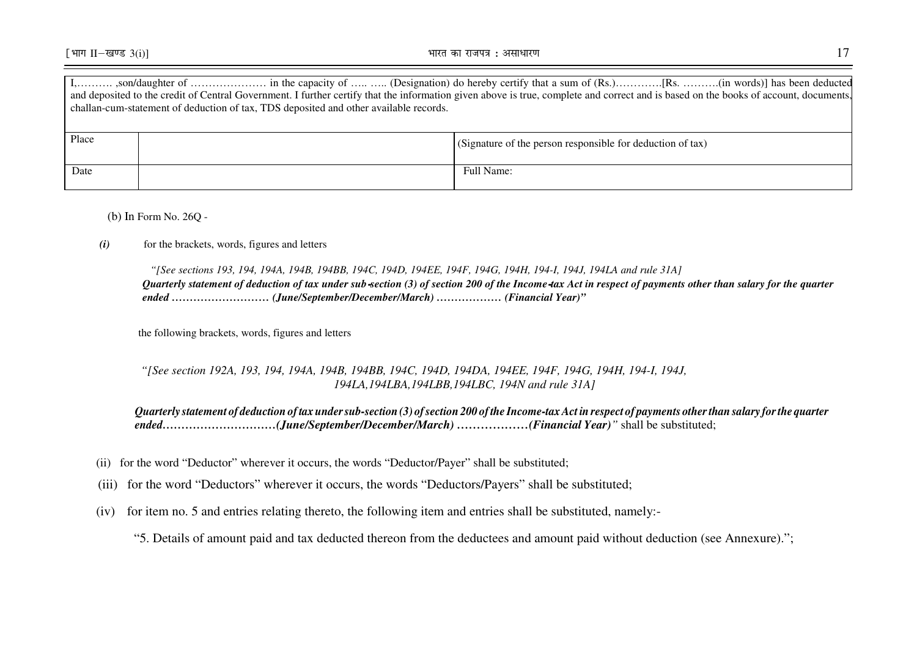| I,………. ,son/daughter of ………………… in the capacity of ….. ….. (Designation) do hereby certify that a sum of (Rs.)………….[Rs. ……….(in words)] has been deducted and deposited to the credit of Central Government. I further certify that the information given above is true, complete and correct and is based on the books of account, documents, challan-cum-statement of deduction of tax, TDS deposited and other available records. | | |
|---|---|---|
| Place | | (Signature of the person responsible for deduction of tax) |
| Date | | Full Name: |

(b) In Form No. 26Q -

***(i)*** for the brackets, words, figures and letters

*"[See sections 193, 194, 194A, 194B, 194BB, 194C, 194D, 194EE, 194F, 194G, 194H, 194-I, 194J, 194LA and rule 31A]*
***Quarterly statement of deduction of tax under sub-section (3) of section 200 of the Income-tax Act in respect of payments other than salary for the quarter ended ……………………… (June/September/December/March) ……………… (Financial Year)"***

the following brackets, words, figures and letters

*"[See section 192A, 193, 194, 194A, 194B, 194BB, 194C, 194D, 194DA, 194EE, 194F, 194G, 194H, 194-I, 194J, 194LA,194LBA,194LBB,194LBC, 194N and rule 31A]*

***Quarterly statement of deduction of tax under sub-section (3) of section 200 of the Income-tax Act in respect of payments other than salary for the quarter ended…………………………(June/September/December/March) ………………(Financial Year)"*** shall be substituted;

(ii) for the word "Deductor" wherever it occurs, the words "Deductor/Payer" shall be substituted;

(iii) for the word "Deductors" wherever it occurs, the words "Deductors/Payers" shall be substituted;

(iv) for item no. 5 and entries relating thereto, the following item and entries shall be substituted, namely:-

"5. Details of amount paid and tax deducted thereon from the deductees and amount paid without deduction (see Annexure).";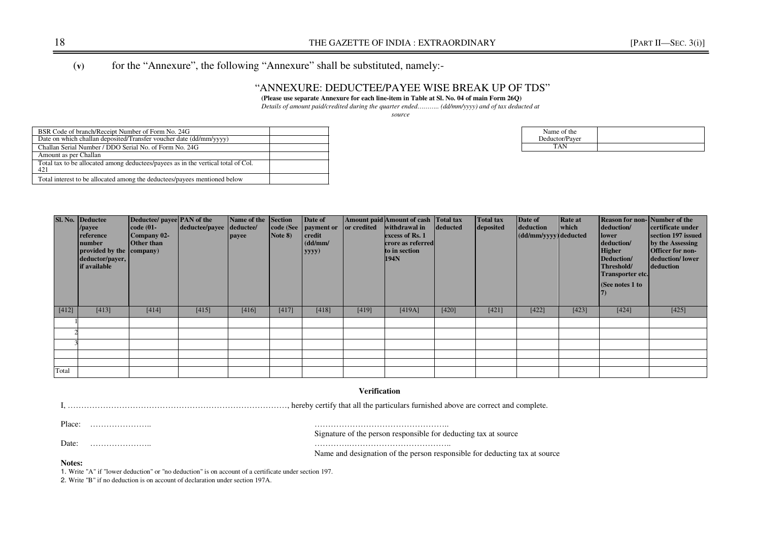(**v**) for the "Annexure", the following "Annexure" shall be substituted, namely:-

## "ANNEXURE: DEDUCTEE/PAYEE WISE BREAK UP OF TDS"

**(Please use separate Annexure for each line-item in Table at Sl. No. 04 of main Form 26Q)**

*Details of amount paid/credited during the quarter ended……….. (dd/mm/yyyy) and of tax deducted at source*

| | |
|---|---|
| BSR Code of branch/Receipt Number of Form No. 24G | |
| Date on which challan deposited/Transfer voucher date (dd/mm/yyyy) | |
| Challan Serial Number / DDO Serial No. of Form No. 24G | |
| Amount as per Challan | |
| Total tax to be allocated among deductees/payees as in the vertical total of Col. 421 | |
| Total interest to be allocated among the deductees/payees mentioned below | |

| | |
|---|---|
| Name of the Deductor/Payer | |
| TAN | |

| Sl. No. | Deductee /payee reference number provided by the deductor/payer, if available | Deductee/ payee code (01-Company 02-Other than company) | PAN of the deductee/payee | Name of the deductee/ payee | Section code (See Note 8) | Date of payment or credit (dd/mm/ yyyy) | Amount paid or credited | Amount of cash withdrawal in excess of Rs. 1 crore as referred to in section 194N | Total tax deducted | Total tax deposited | Date of deduction (dd/mm/yyyy) | Rate at which deducted | Reason for non-deduction/ lower deduction/ Higher Deduction/ Threshold/ Transporter etc. (See notes 1 to 7) | Number of the certificate under section 197 issued by the Assessing Officer for non-deduction/ lower deduction |
|---|---|---|---|---|---|---|---|---|---|---|---|---|---|---|
| [412] | [413] | [414] | [415] | [416] | [417] | [418] | [419] | [419A] | [420] | [421] | [422] | [423] | [424] | [425] |
| 1 | | | | | | | | | | | | | | |
| 2 | | | | | | | | | | | | | | |
| 3 | | | | | | | | | | | | | | |
| | | | | | | | | | | | | | | |
| | | | | | | | | | | | | | | |
| Total | | | | | | | | | | | | | | |

**Verification**

I, …………………………………………………………………………, hereby certify that all the particulars furnished above are correct and complete.

Place: …………………..

Date: …………………..

…………………………………………..
Signature of the person responsible for deducting tax at source

…………..………………………………..
Name and designation of the person responsible for deducting tax at source

**Notes:**

1. Write "A" if "lower deduction" or "no deduction" is on account of a certificate under section 197.
2. Write "B" if no deduction is on account of declaration under section 197A.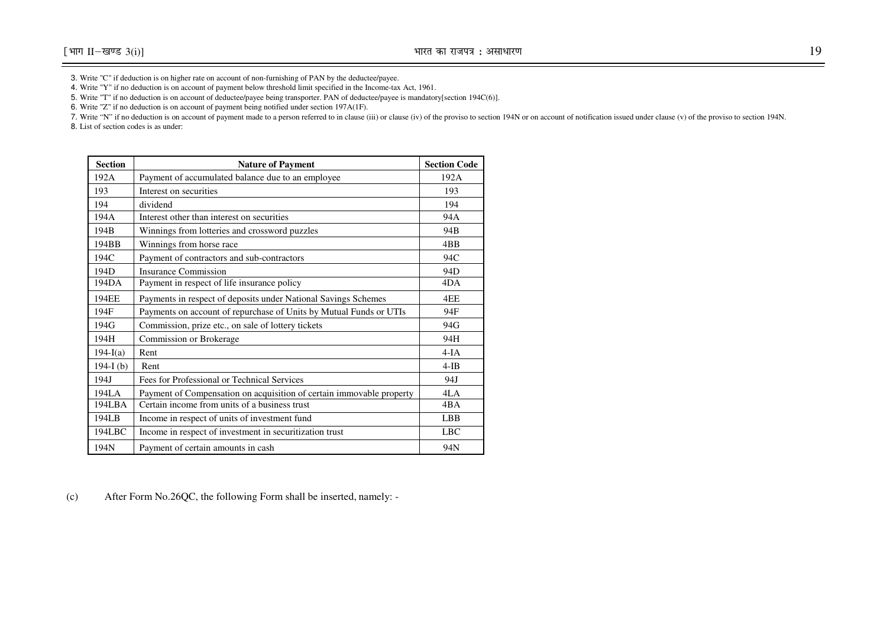3. Write "C" if deduction is on higher rate on account of non-furnishing of PAN by the deductee/payee.

4. Write "Y" if no deduction is on account of payment below threshold limit specified in the Income-tax Act, 1961.

5. Write "T" if no deduction is on account of deductee/payee being transporter. PAN of deductee/payee is mandatory[section 194C(6)].

6. Write "Z" if no deduction is on account of payment being notified under section 197A(1F).

7. Write "N" if no deduction is on account of payment made to a person referred to in clause (iii) or clause (iv) of the proviso to section 194N or on account of notification issued under clause (v) of the proviso to section 194N.

8. List of section codes is as under:

| Section | Nature of Payment | Section Code |
|---|---|---|
| 192A | Payment of accumulated balance due to an employee | 192A |
| 193 | Interest on securities | 193 |
| 194 | dividend | 194 |
| 194A | Interest other than interest on securities | 94A |
| 194B | Winnings from lotteries and crossword puzzles | 94B |
| 194BB | Winnings from horse race | 4BB |
| 194C | Payment of contractors and sub-contractors | 94C |
| 194D | Insurance Commission | 94D |
| 194DA | Payment in respect of life insurance policy | 4DA |
| 194EE | Payments in respect of deposits under National Savings Schemes | 4EE |
| 194F | Payments on account of repurchase of Units by Mutual Funds or UTIs | 94F |
| 194G | Commission, prize etc., on sale of lottery tickets | 94G |
| 194H | Commission or Brokerage | 94H |
| 194-I(a) | Rent | 4-IA |
| 194-I (b) | Rent | 4-IB |
| 194J | Fees for Professional or Technical Services | 94J |
| 194LA | Payment of Compensation on acquisition of certain immovable property | 4LA |
| 194LBA | Certain income from units of a business trust | 4BA |
| 194LB | Income in respect of units of investment fund | LBB |
| 194LBC | Income in respect of investment in securitization trust | LBC |
| 194N | Payment of certain amounts in cash | 94N |

(c) After Form No.26QC, the following Form shall be inserted, namely: -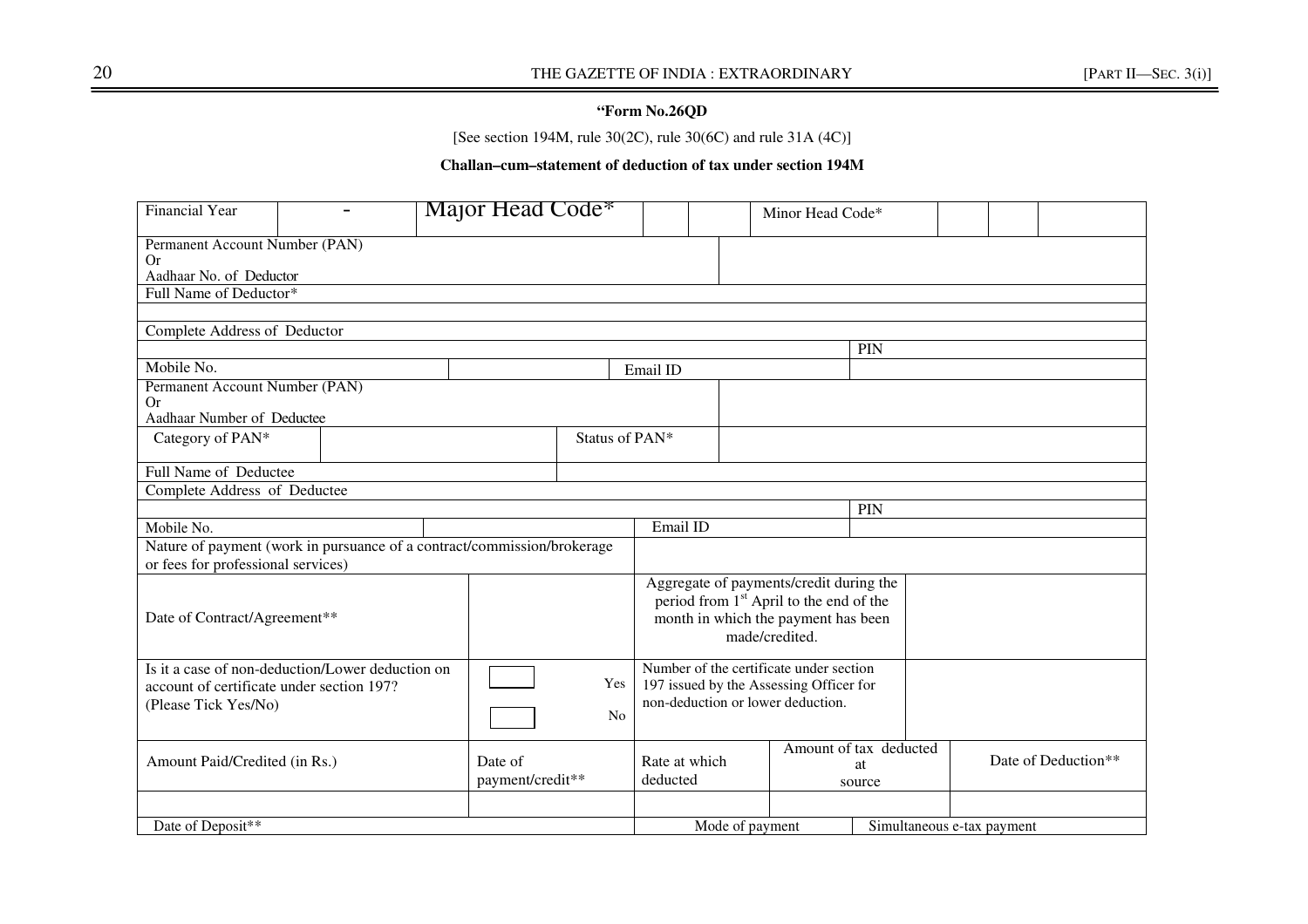**"Form No.26QD**

[See section 194M, rule 30(2C), rule 30(6C) and rule 31A (4C)]

**Challan–cum–statement of deduction of tax under section 194M**

| | | | | | |
|---|---|---|---|---|---|
| Financial Year | - | Major Head Code* | | Minor Head Code* | |
| Permanent Account Number (PAN) Or Aadhaar No. of Deductor | | | | | |
| Full Name of Deductor* | | | | | |
| | | | | | |
| Complete Address of Deductor | | | | | |
| | | | | PIN | |
| Mobile No. | | Email ID | | | |
| Permanent Account Number (PAN) Or Aadhaar Number of Deductee | | | | | |
| Category of PAN* | | Status of PAN* | | | |
| Full Name of Deductee | | | | | |
| Complete Address of Deductee | | | | | |
| | | | | PIN | |
| Mobile No. | | Email ID | | | |
| Nature of payment (work in pursuance of a contract/commission/brokerage or fees for professional services) | | | | | |
| Date of Contract/Agreement** | | Aggregate of payments/credit during the period from 1st April to the end of the month in which the payment has been made/credited. | | | |
| Is it a case of non-deduction/Lower deduction on account of certificate under section 197? (Please Tick Yes/No) | ☐ Yes ☐ No | Number of the certificate under section 197 issued by the Assessing Officer for non-deduction or lower deduction. | | | |
| Amount Paid/Credited (in Rs.) | Date of payment/credit** | Rate at which deducted | Amount of tax deducted at source | Date of Deduction** | |
| | | | | | |
| Date of Deposit** | | Mode of payment | Simultaneous e-tax payment | | |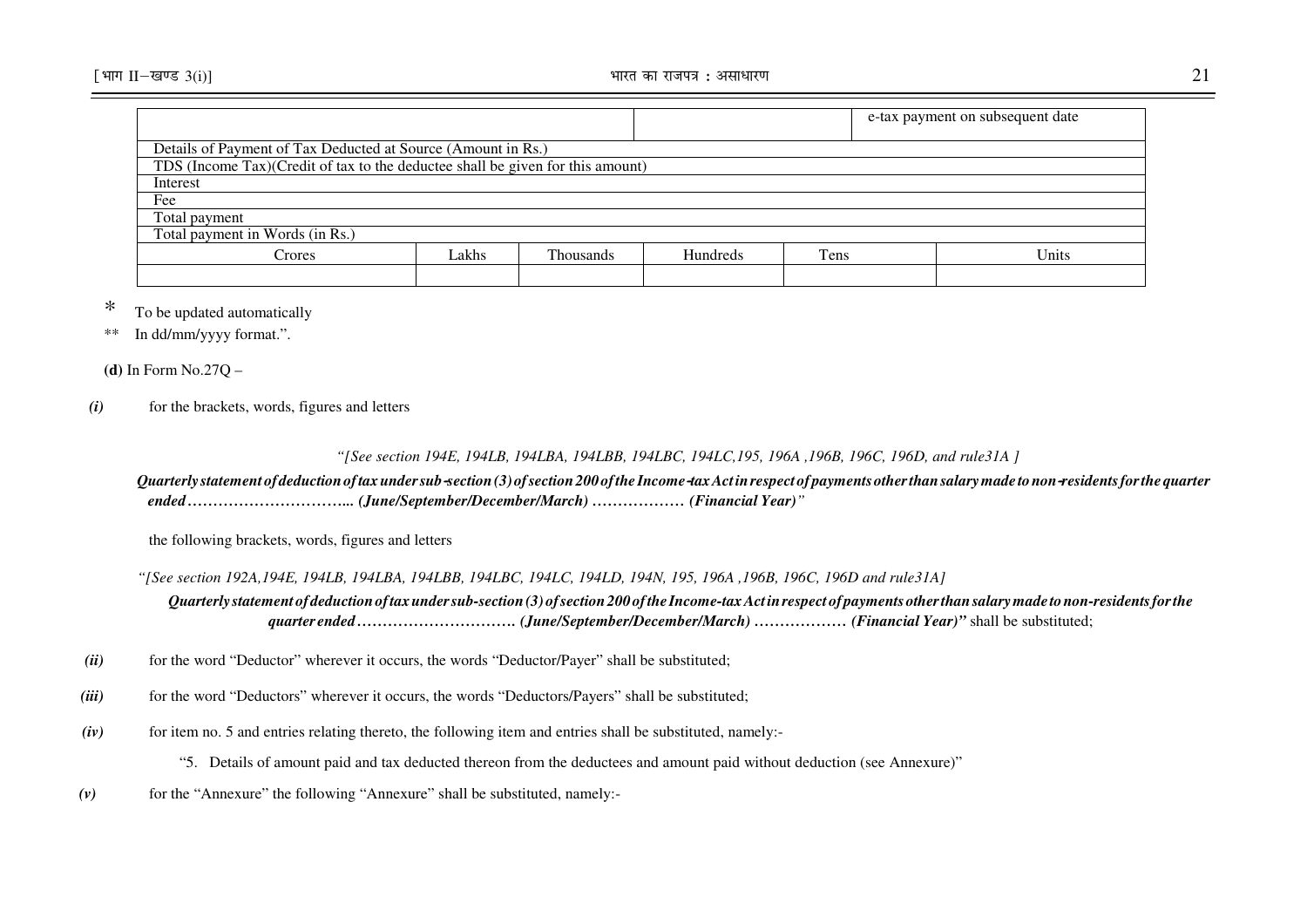| | | | | | |
|---|---|---|---|---|---|
| | | | | e-tax payment on subsequent date | |
| Details of Payment of Tax Deducted at Source (Amount in Rs.) | | | | | |
| TDS (Income Tax)(Credit of tax to the deductee shall be given for this amount) | | | | | |
| Interest | | | | | |
| Fee | | | | | |
| Total payment | | | | | |
| Total payment in Words (in Rs.) | | | | | |
| Crores | Lakhs | Thousands | Hundreds | Tens | Units |
| | | | | | |

\* To be updated automatically

** In dd/mm/yyyy format.".

**(d)** In Form No.27Q –

*(i)* for the brackets, words, figures and letters

*"[See section 194E, 194LB, 194LBA, 194LBB, 194LBC, 194LC,195, 196A ,196B, 196C, 196D, and rule31A ]*

***Quarterly statement of deduction of tax under sub-section (3) of section 200 of the Income-tax Act in respect of payments other than salary made to non-residents for the quarter ended............................... (June/September/December/March) ................. (Financial Year)"***

the following brackets, words, figures and letters

*"[See section 192A,194E, 194LB, 194LBA, 194LBB, 194LBC, 194LC, 194LD, 194N, 195, 196A ,196B, 196C, 196D and rule31A]*

***Quarterly statement of deduction of tax under sub-section (3) of section 200 of the Income-tax Act in respect of payments other than salary made to non-residents for the quarter ended.............................. (June/September/December/March) ................. (Financial Year)"*** shall be substituted;

*(ii)* for the word "Deductor" wherever it occurs, the words "Deductor/Payer" shall be substituted;

*(iii)* for the word "Deductors" wherever it occurs, the words "Deductors/Payers" shall be substituted;

*(iv)* for item no. 5 and entries relating thereto, the following item and entries shall be substituted, namely:-

"5. Details of amount paid and tax deducted thereon from the deductees and amount paid without deduction (see Annexure)"

*(v)* for the "Annexure" the following "Annexure" shall be substituted, namely:-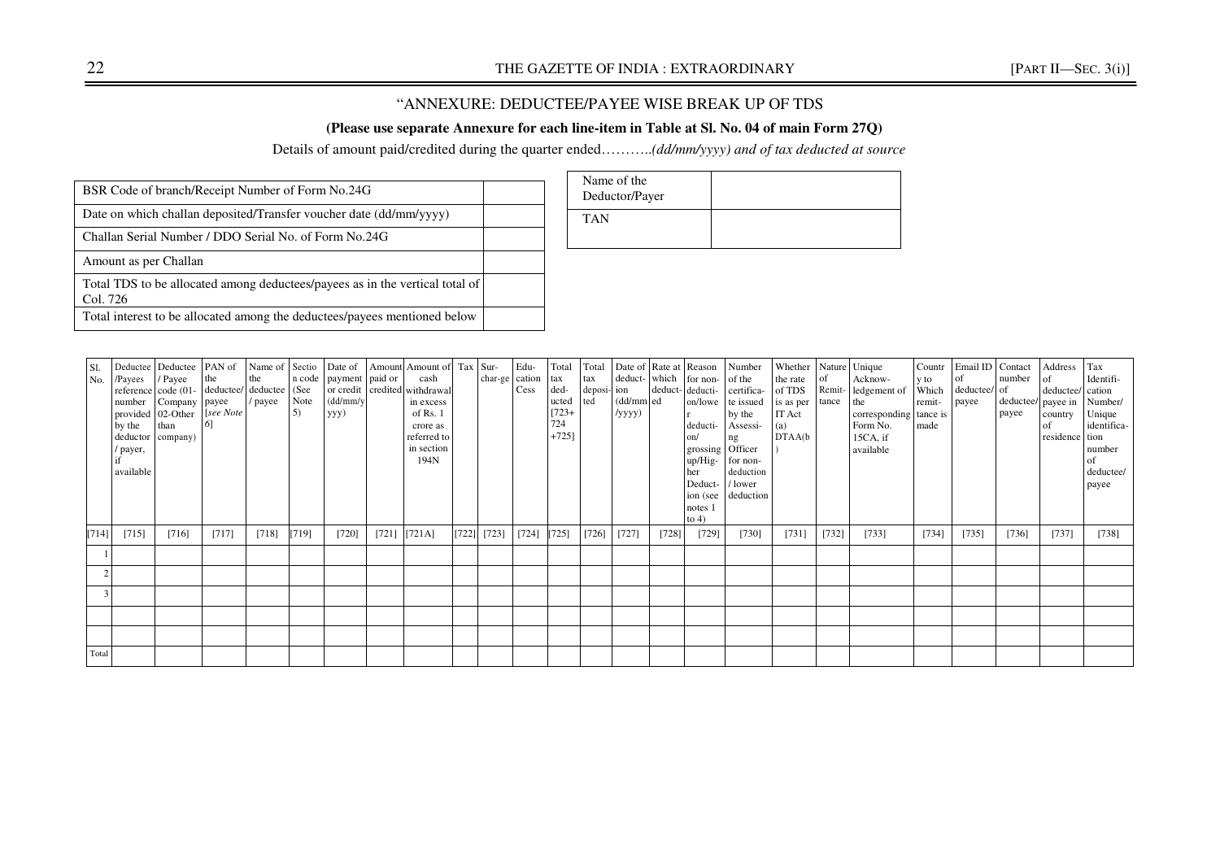"ANNEXURE: DEDUCTEE/PAYEE WISE BREAK UP OF TDS

**(Please use separate Annexure for each line-item in Table at Sl. No. 04 of main Form 27Q)**

Details of amount paid/credited during the quarter ended………..*(dd/mm/yyyy) and of tax deducted at source*

| BSR Code of branch/Receipt Number of Form No.24G | |
|---|---|
| Date on which challan deposited/Transfer voucher date (dd/mm/yyyy) | |
| Challan Serial Number / DDO Serial No. of Form No.24G | |
| Amount as per Challan | |
| Total TDS to be allocated among deductees/payees as in the vertical total of Col. 726 | |
| Total interest to be allocated among the deductees/payees mentioned below | |

| Name of the Deductor/Payer | |
|---|---|
| TAN | |

| Sl. No. | Deductee /Payees reference number provided by the deductor / payer, if available | Deductee / Payee code (01-Company 02-Other than company) | PAN of the deductee/ payee [*see Note 6*] | Name of the deductee / payee | Section code (See Note 5) | Date of payment or credit (dd/mm/yyyy) | Amount paid or credited | Amount of cash withdrawal in excess of Rs. 1 crore as referred to in section 194N | Tax | Sur-char-ge | Edu-cation Cess | Total tax ded-ucted [723+724+725] | Total tax deposi-ted | Date of deduct-ion (dd/mm/yyyy) | Rate at which deduct-ed | Reason for non-deducti-on/lower deducti-on/ grossing up/Hig-her Deduct-ion (see notes 1 to 4) | Number of the certifica-te issued by the Assessi-ng Officer for non-deduction / lower deduction | Whether the rate of TDS is as per IT Act (a) DTAA(b) | Nature of Remit-tance | Unique Acknow-ledgement of the corresponding Form No. 15CA, if available | Country to Which remit-tance is made | Email ID of deductee/ payee | Contact number of deductee/ payee | Address of deductee/ payee in country of residence | Tax Identifi-cation Number/ Unique identifica-tion number of deductee/ payee |
|---|---|---|---|---|---|---|---|---|---|---|---|---|---|---|---|---|---|---|---|---|---|---|---|---|---|
| [714] | [715] | [716] | [717] | [718] | [719] | [720] | [721] | [721A] | [722] | [723] | [724] | [725] | [726] | [727] | [728] | [729] | [730] | [731] | [732] | [733] | [734] | [735] | [736] | [737] | [738] |
| 1 | | | | | | | | | | | | | | | | | | | | | | | | | |
| 2 | | | | | | | | | | | | | | | | | | | | | | | | | |
| 3 | | | | | | | | | | | | | | | | | | | | | | | | | |
| | | | | | | | | | | | | | | | | | | | | | | | | | |
| | | | | | | | | | | | | | | | | | | | | | | | | | |
| Total | | | | | | | | | | | | | | | | | | | | | | | | | |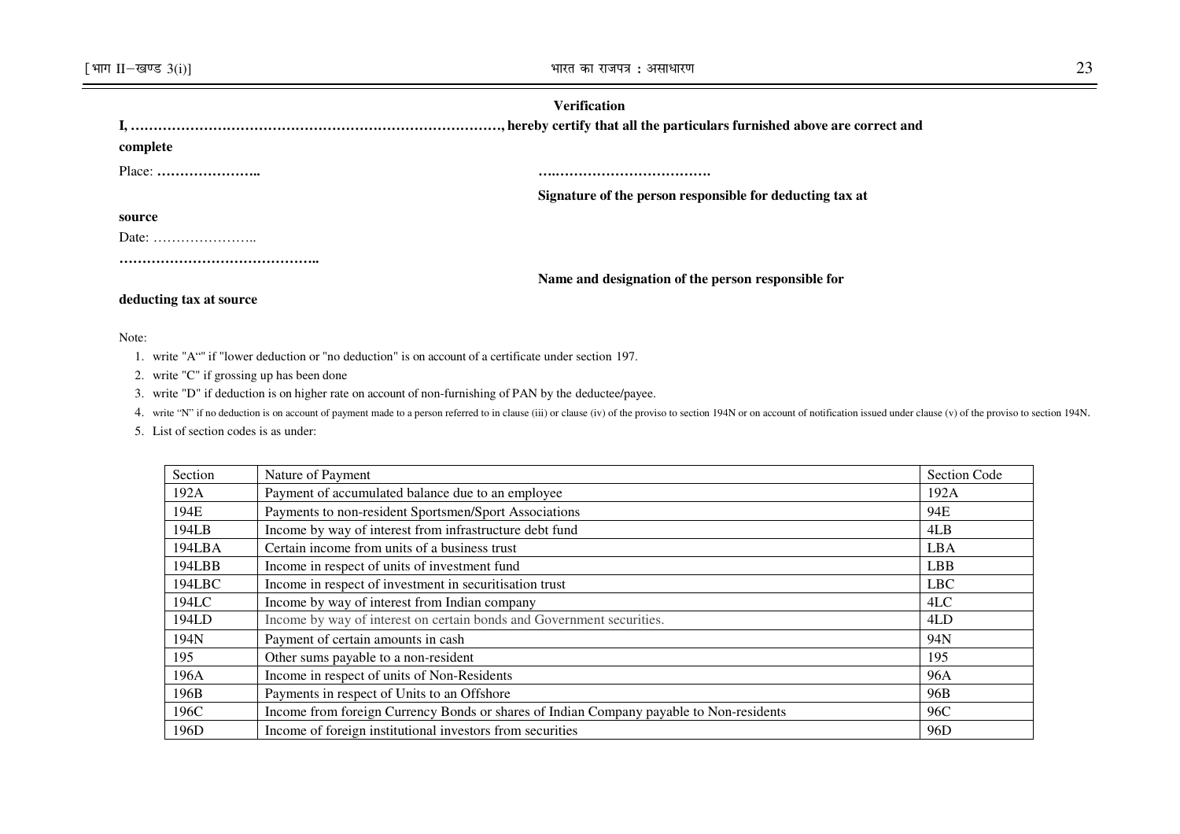**Verification**

**I, ………………………………………………………………………, hereby certify that all the particulars furnished above are correct and complete**

Place: …………………..

…..…………………………….

**Signature of the person responsible for deducting tax at source**

Date: …………………..

……………………………………..

**Name and designation of the person responsible for deducting tax at source**

Note:

1. write "A“" if "lower deduction or "no deduction" is on account of a certificate under section 197.
2. write "C" if grossing up has been done
3. write "D" if deduction is on higher rate on account of non-furnishing of PAN by the deductee/payee.
4. write "N" if no deduction is on account of payment made to a person referred to in clause (iii) or clause (iv) of the proviso to section 194N or on account of notification issued under clause (v) of the proviso to section 194N.
5. List of section codes is as under:

| Section | Nature of Payment | Section Code |
|---|---|---|
| 192A | Payment of accumulated balance due to an employee | 192A |
| 194E | Payments to non-resident Sportsmen/Sport Associations | 94E |
| 194LB | Income by way of interest from infrastructure debt fund | 4LB |
| 194LBA | Certain income from units of a business trust | LBA |
| 194LBB | Income in respect of units of investment fund | LBB |
| 194LBC | Income in respect of investment in securitisation trust | LBC |
| 194LC | Income by way of interest from Indian company | 4LC |
| 194LD | Income by way of interest on certain bonds and Government securities. | 4LD |
| 194N | Payment of certain amounts in cash | 94N |
| 195 | Other sums payable to a non-resident | 195 |
| 196A | Income in respect of units of Non-Residents | 96A |
| 196B | Payments in respect of Units to an Offshore | 96B |
| 196C | Income from foreign Currency Bonds or shares of Indian Company payable to Non-residents | 96C |
| 196D | Income of foreign institutional investors from securities | 96D |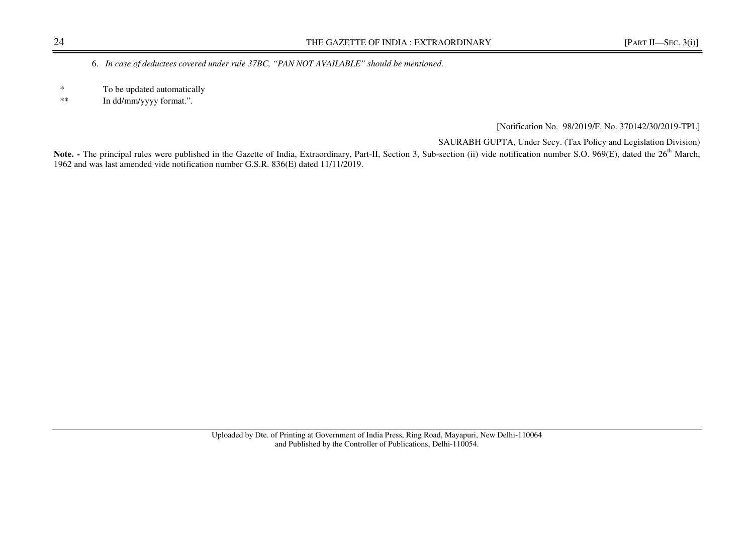6. *In case of deductees covered under rule 37BC, "PAN NOT AVAILABLE" should be mentioned.*

\* To be updated automatically

\*\* In dd/mm/yyyy format.".

[Notification No. 98/2019/F. No. 370142/30/2019-TPL]

SAURABH GUPTA, Under Secy. (Tax Policy and Legislation Division)

**Note. -** The principal rules were published in the Gazette of India, Extraordinary, Part-II, Section 3, Sub-section (ii) vide notification number S.O. 969(E), dated the 26th March, 1962 and was last amended vide notification number G.S.R. 836(E) dated 11/11/2019.

Uploaded by Dte. of Printing at Government of India Press, Ring Road, Mayapuri, New Delhi-110064 and Published by the Controller of Publications, Delhi-110054.